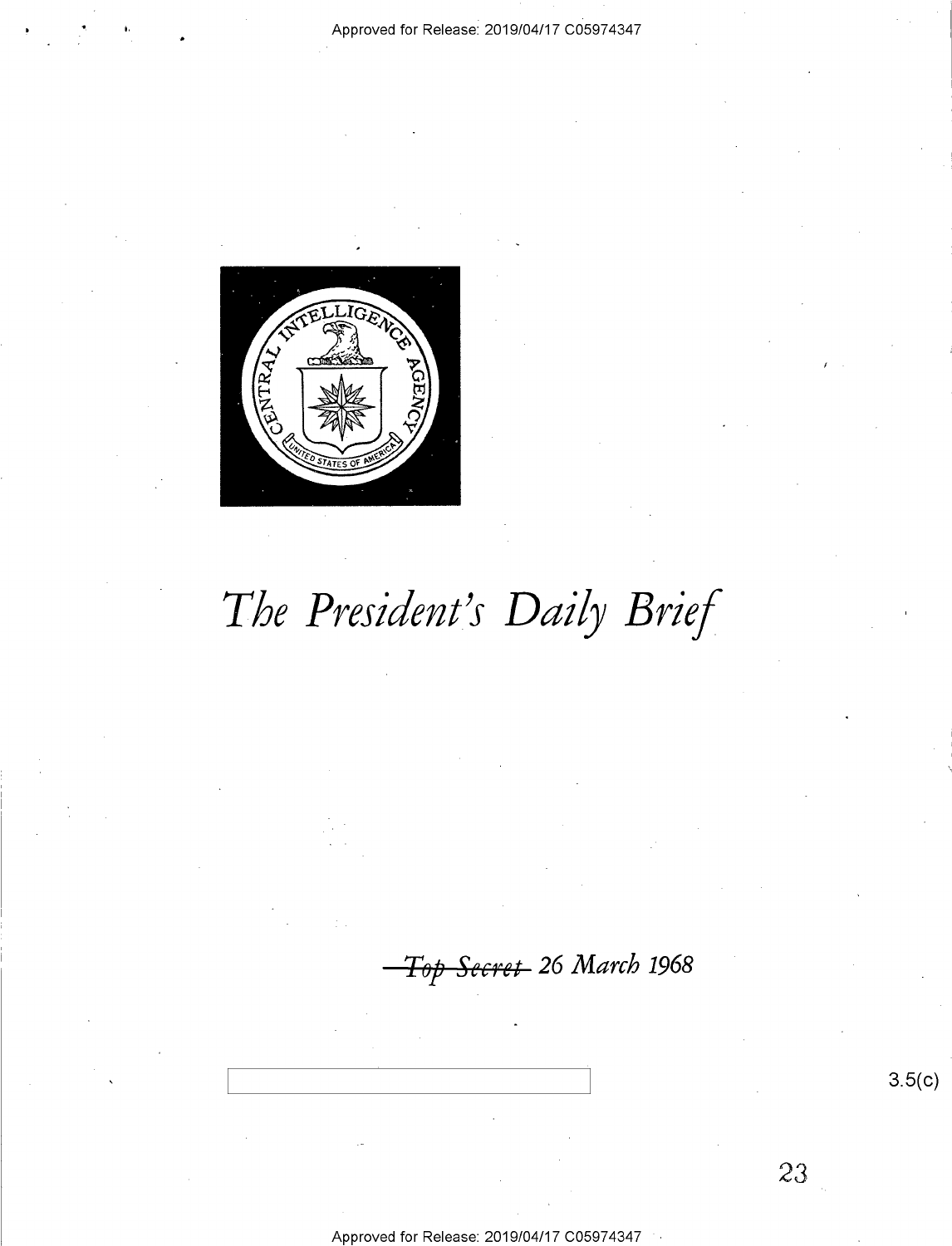# *The President's Daily Brief*

~~*Top Secret*~~ *26 March 1968*

3.5(c)

23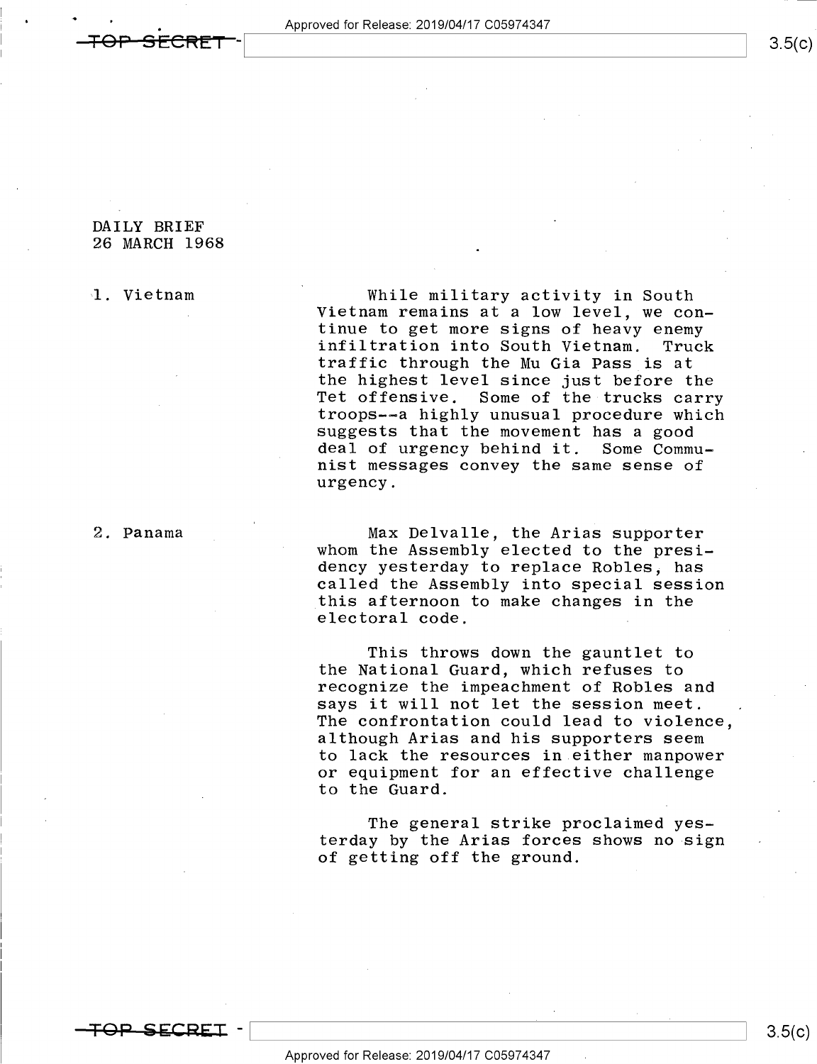DAILY BRIEF
26 MARCH 1968

1. Vietnam

While military activity in South Vietnam remains at a low level, we continue to get more signs of heavy enemy infiltration into South Vietnam. Truck traffic through the Mu Gia Pass is at the highest level since just before the Tet offensive. Some of the trucks carry troops--a highly unusual procedure which suggests that the movement has a good deal of urgency behind it. Some Communist messages convey the same sense of urgency.

2. Panama

Max Delvalle, the Arias supporter whom the Assembly elected to the presidency yesterday to replace Robles, has called the Assembly into special session this afternoon to make changes in the electoral code.

This throws down the gauntlet to the National Guard, which refuses to recognize the impeachment of Robles and says it will not let the session meet. The confrontation could lead to violence, although Arias and his supporters seem to lack the resources in either manpower or equipment for an effective challenge to the Guard.

The general strike proclaimed yesterday by the Arias forces shows no sign of getting off the ground.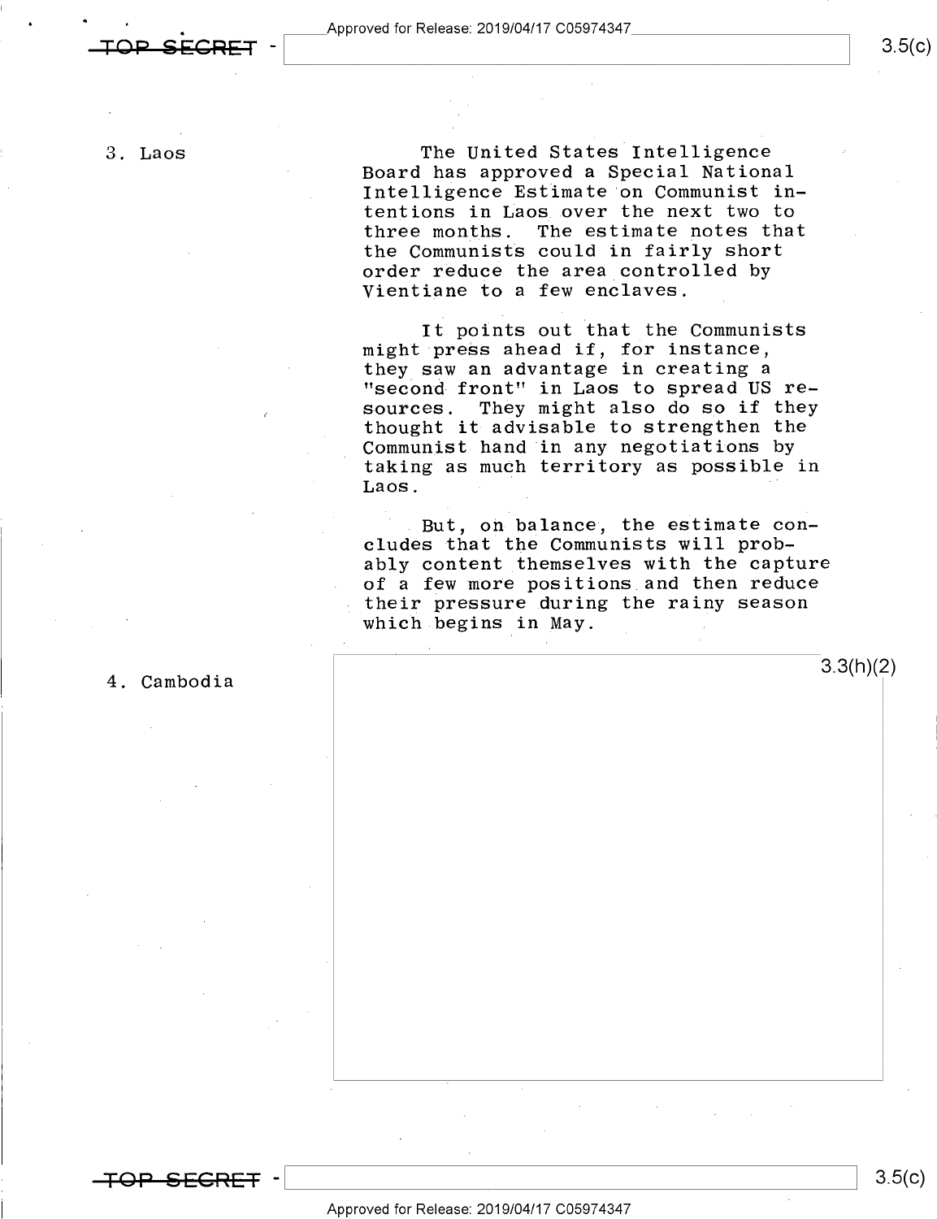3. Laos

The United States Intelligence Board has approved a Special National Intelligence Estimate on Communist intentions in Laos over the next two to three months. The estimate notes that the Communists could in fairly short order reduce the area controlled by Vientiane to a few enclaves.

It points out that the Communists might press ahead if, for instance, they saw an advantage in creating a "second front" in Laos to spread US resources. They might also do so if they thought it advisable to strengthen the Communist hand in any negotiations by taking as much territory as possible in Laos.

But, on balance, the estimate concludes that the Communists will probably content themselves with the capture of a few more positions and then reduce their pressure during the rainy season which begins in May.

4. Cambodia

3.3(h)(2)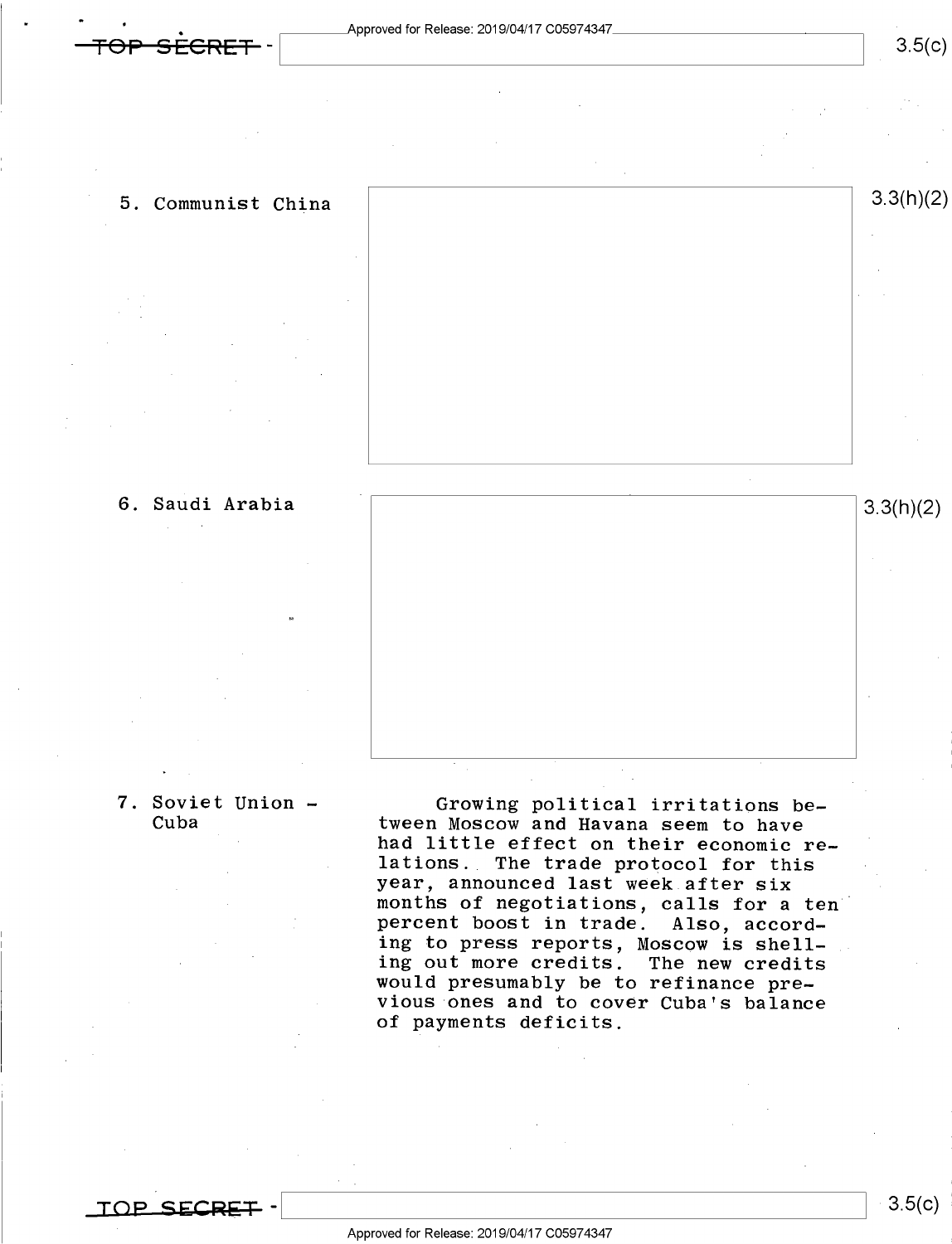5. Communist China

3.3(h)(2)

6. Saudi Arabia

3.3(h)(2)

7. Soviet Union - Cuba

Growing political irritations between Moscow and Havana seem to have had little effect on their economic relations. The trade protocol for this year, announced last week after six months of negotiations, calls for a ten percent boost in trade. Also, according to press reports, Moscow is shelling out more credits. The new credits would presumably be to refinance previous ones and to cover Cuba's balance of payments deficits.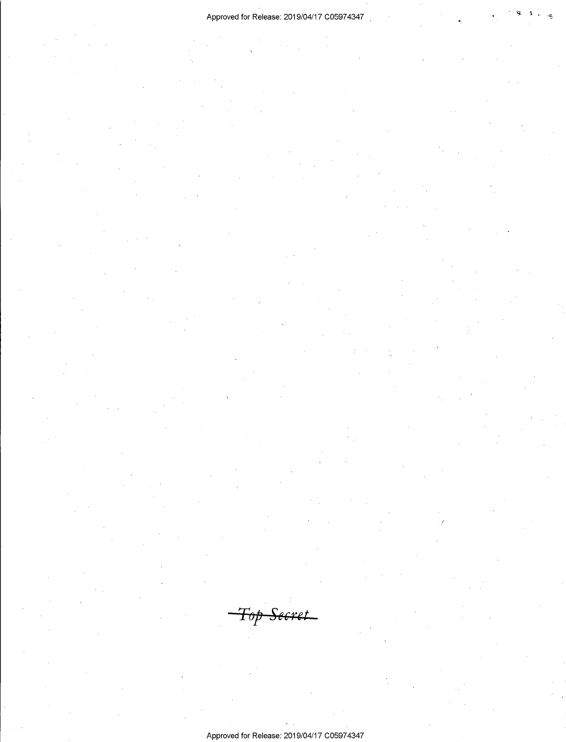~~Top Secret~~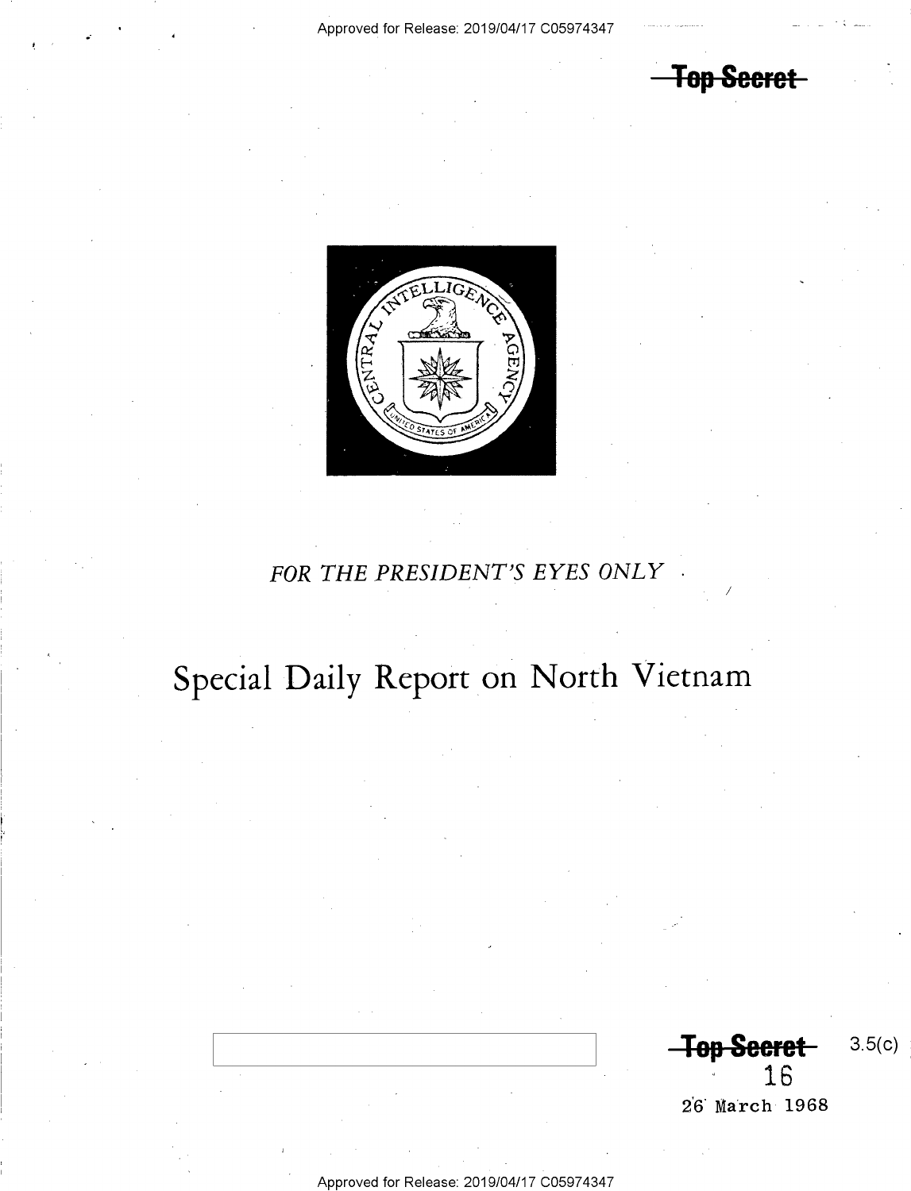~~Top Secret~~

FOR THE PRESIDENT'S EYES ONLY

# Special Daily Report on North Vietnam

~~Top Secret~~ 3.5(c)

16

26 March 1968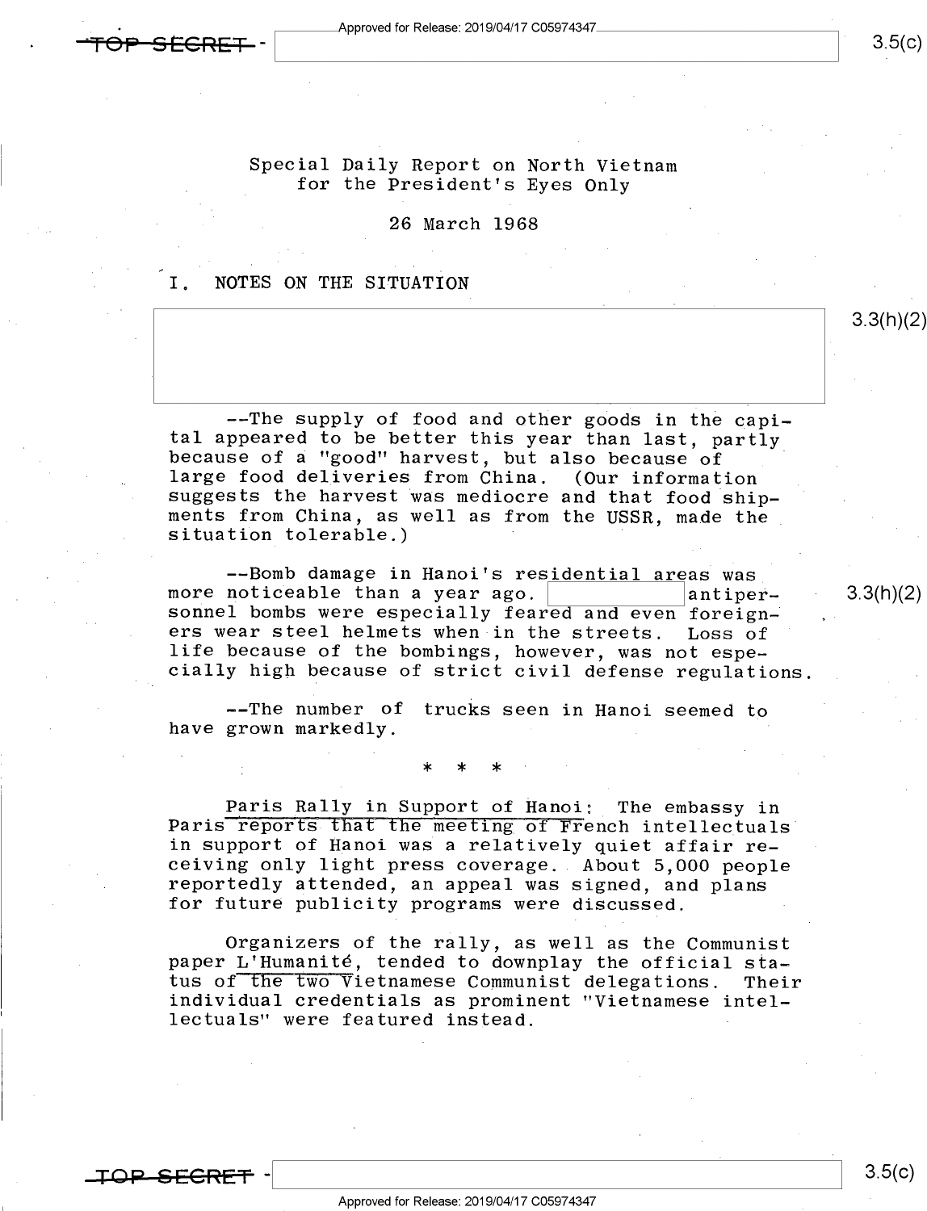Special Daily Report on North Vietnam
for the President's Eyes Only

26 March 1968

I. NOTES ON THE SITUATION

--The supply of food and other goods in the capital appeared to be better this year than last, partly because of a "good" harvest, but also because of large food deliveries from China. (Our information suggests the harvest was mediocre and that food shipments from China, as well as from the USSR, made the situation tolerable.)

--Bomb damage in Hanoi's residential areas was more noticeable than a year ago. [ ] antipersonnel bombs were especially feared and even foreigners wear steel helmets when in the streets. Loss of life because of the bombings, however, was not especially high because of strict civil defense regulations.

--The number of trucks seen in Hanoi seemed to have grown markedly.

\* \* \*

Paris Rally in Support of Hanoi: The embassy in Paris reports that the meeting of French intellectuals in support of Hanoi was a relatively quiet affair receiving only light press coverage. About 5,000 people reportedly attended, an appeal was signed, and plans for future publicity programs were discussed.

Organizers of the rally, as well as the Communist paper L'Humanité, tended to downplay the official status of the two Vietnamese Communist delegations. Their individual credentials as prominent "Vietnamese intellectuals" were featured instead.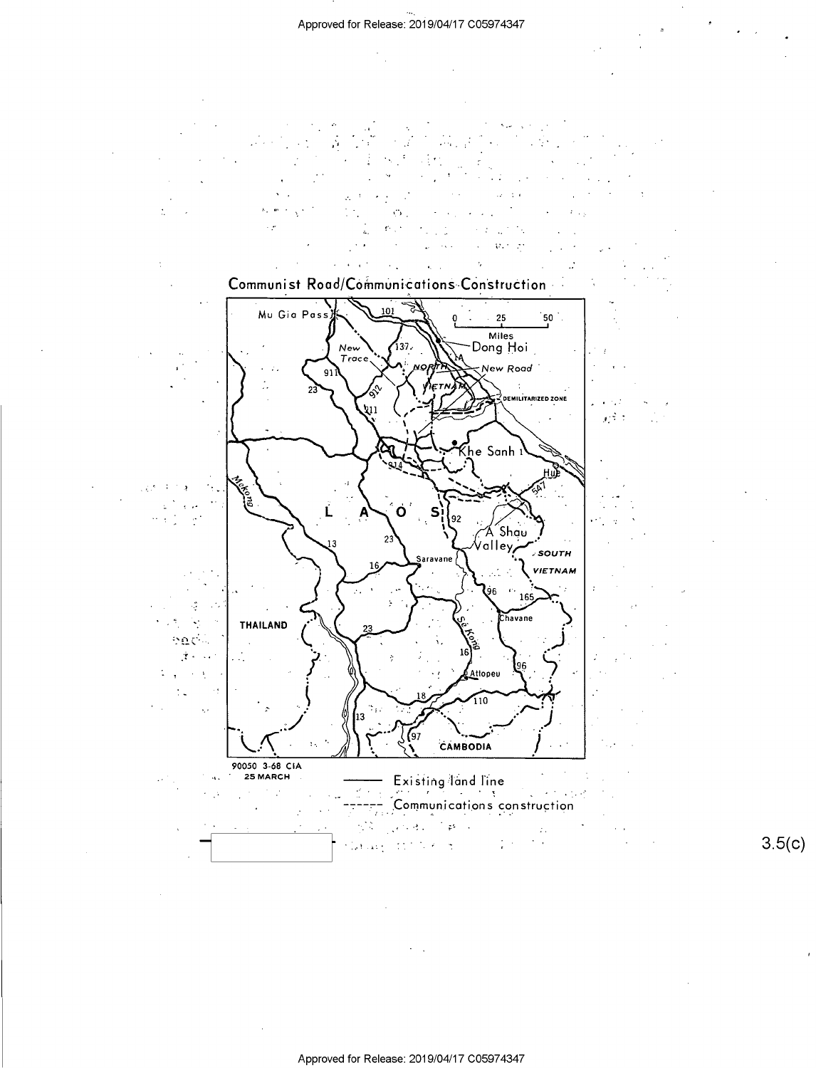Communist Road/Communications Construction

Mu Gia Pass, 101, New Trace, 137, Dong Hoi, NORTH VIETNAM, New Road, 911, 23, 912, 911, DEMILITARIZED ZONE, Khe Sanh, 1, 914, Hue, 547, LAOS, 92, A Shau Valley, 23, 13, Saravane, SOUTH VIETNAM, 16, 96, 165, Chavane, THAILAND, 23, Se Kong, 16, Mekong, Attopeu, 96, 18, 110, 13, 97, CAMBODIA

0 25 50 Miles

90050 3-68 CIA
25 MARCH

——— Existing land line
- - - - - - Communications construction

3.5(c)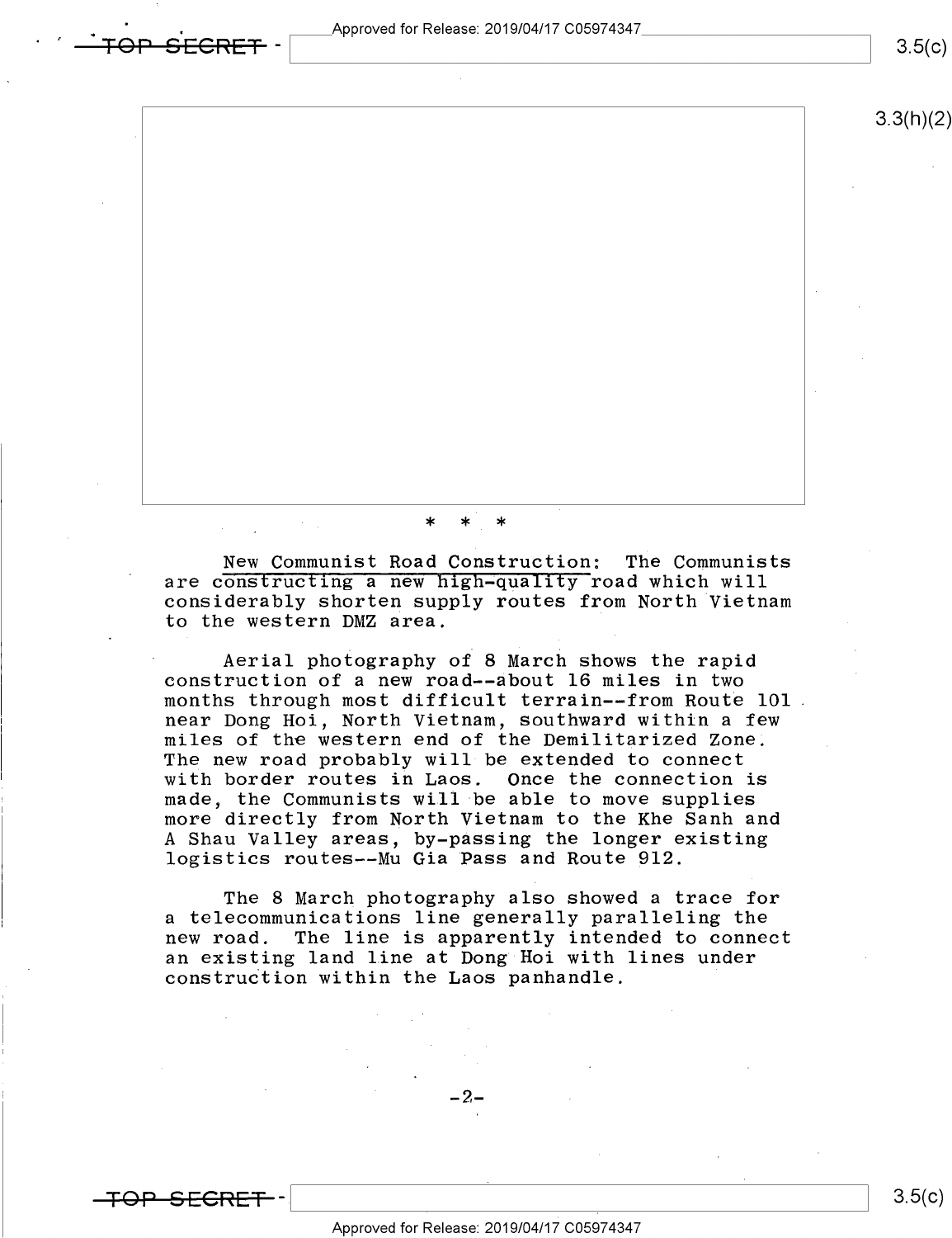* * *

New Communist Road Construction: The Communists are constructing a new high-quality road which will considerably shorten supply routes from North Vietnam to the western DMZ area.

Aerial photography of 8 March shows the rapid construction of a new road--about 16 miles in two months through most difficult terrain--from Route 101 near Dong Hoi, North Vietnam, southward within a few miles of the western end of the Demilitarized Zone. The new road probably will be extended to connect with border routes in Laos. Once the connection is made, the Communists will be able to move supplies more directly from North Vietnam to the Khe Sanh and A Shau Valley areas, by-passing the longer existing logistics routes--Mu Gia Pass and Route 912.

The 8 March photography also showed a trace for a telecommunications line generally paralleling the new road. The line is apparently intended to connect an existing land line at Dong Hoi with lines under construction within the Laos panhandle.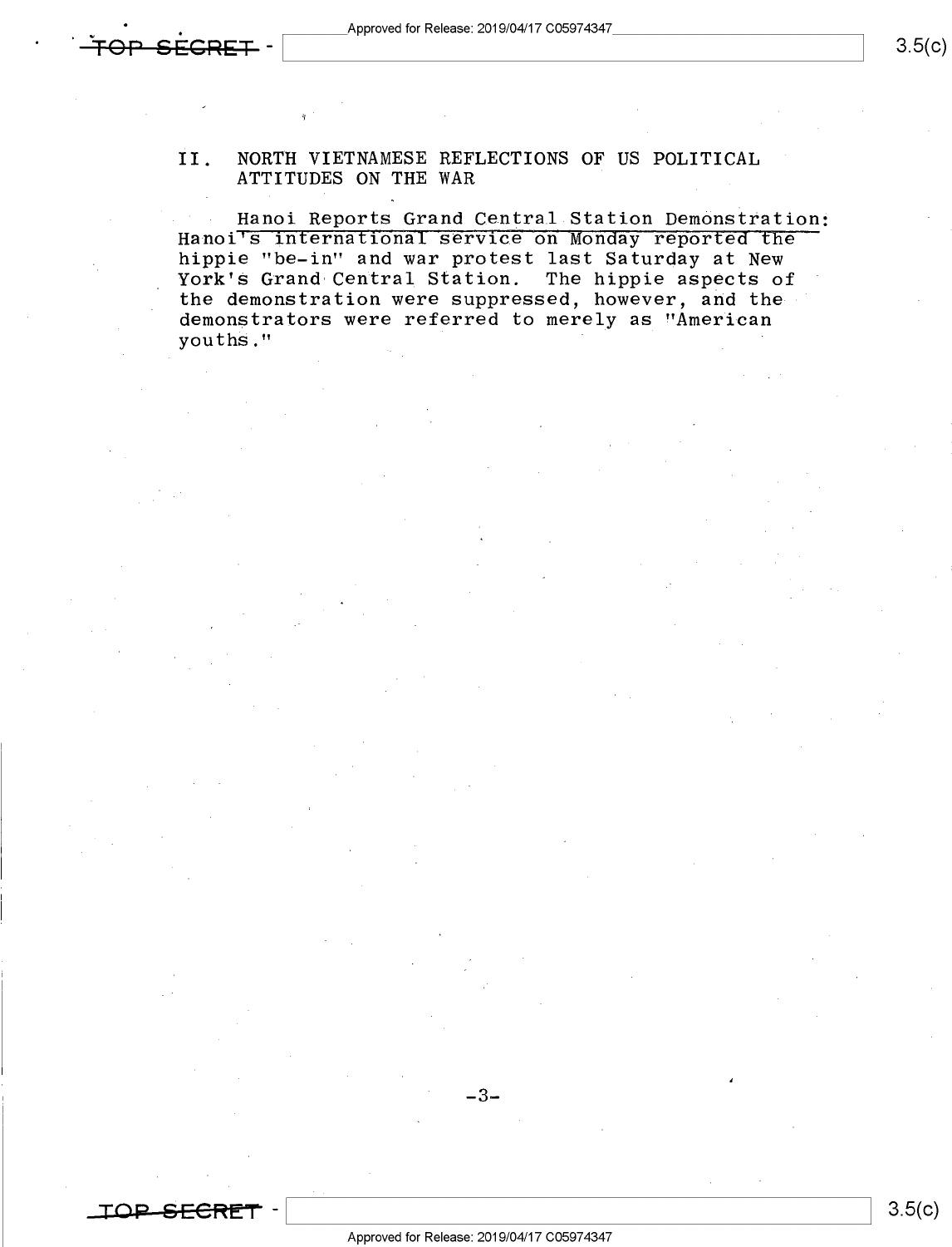## II. NORTH VIETNAMESE REFLECTIONS OF US POLITICAL ATTITUDES ON THE WAR

Hanoi Reports Grand Central Station Demonstration: Hanoi's international service on Monday reported the hippie "be-in" and war protest last Saturday at New York's Grand Central Station. The hippie aspects of the demonstration were suppressed, however, and the demonstrators were referred to merely as "American youths."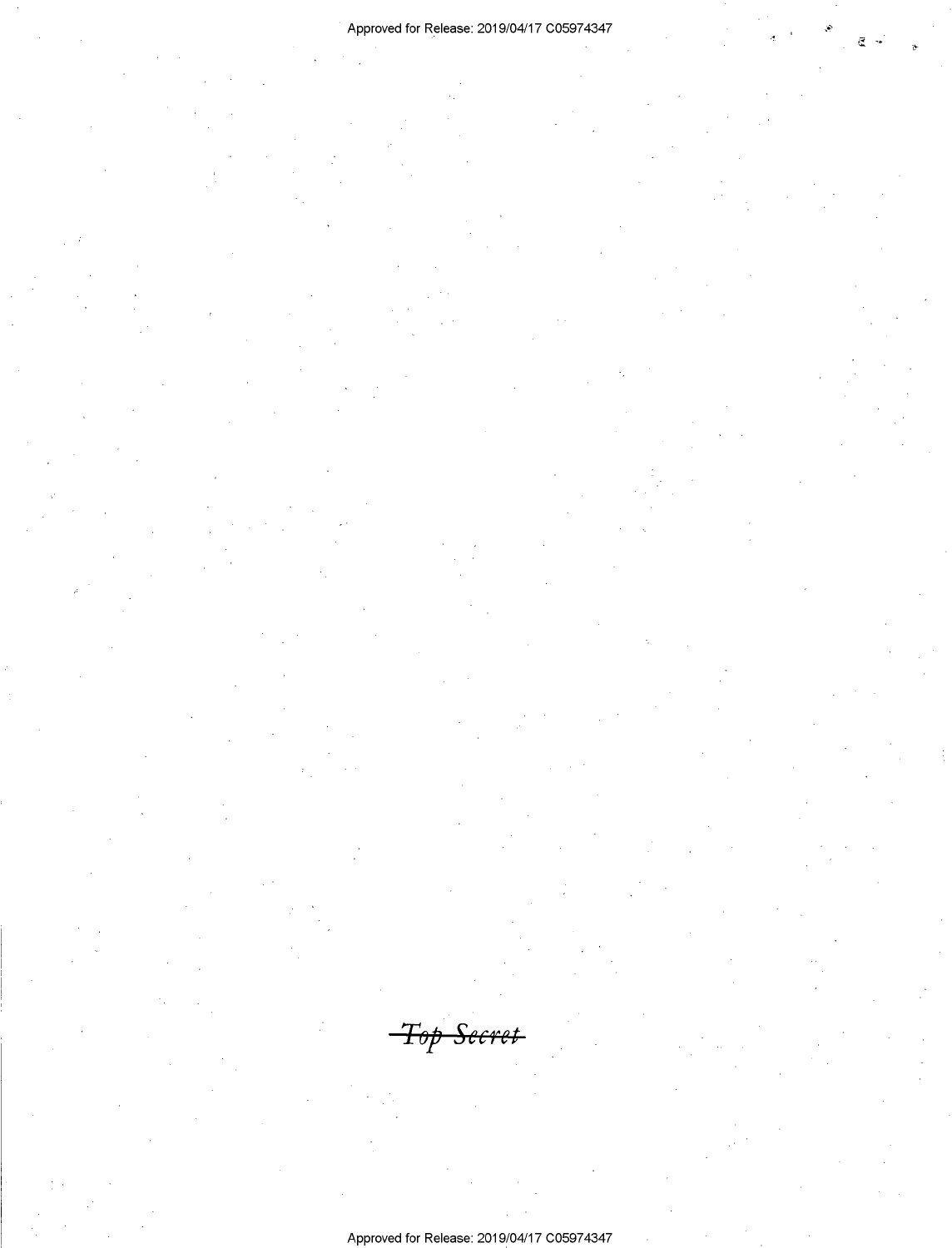~~Top Secret~~